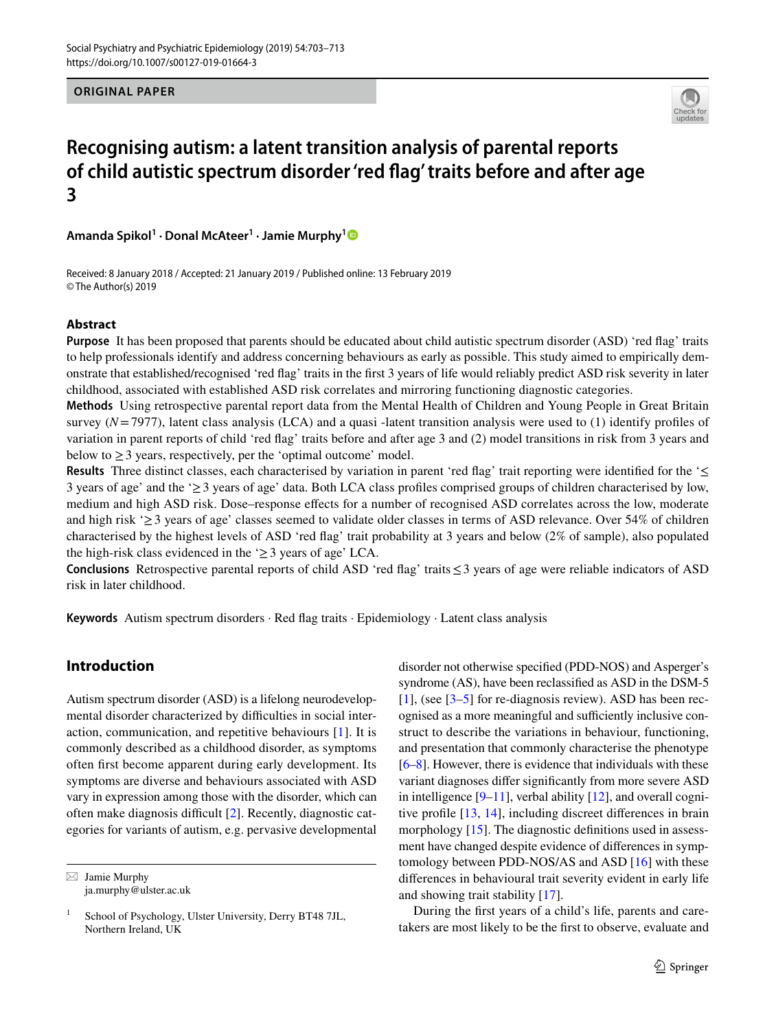ORIGINAL PAPER

# Recognising autism: a latent transition analysis of parental reports of child autistic spectrum disorder 'red flag' traits before and after age 3

**Amanda Spikol[1] · Donal McAteer[1] · Jamie Murphy[1]**

Received: 8 January 2018 / Accepted: 21 January 2019 / Published online: 13 February 2019
© The Author(s) 2019

## Abstract

**Purpose** It has been proposed that parents should be educated about child autistic spectrum disorder (ASD) 'red flag' traits to help professionals identify and address concerning behaviours as early as possible. This study aimed to empirically demonstrate that established/recognised 'red flag' traits in the first 3 years of life would reliably predict ASD risk severity in later childhood, associated with established ASD risk correlates and mirroring functioning diagnostic categories.

**Methods** Using retrospective parental report data from the Mental Health of Children and Young People in Great Britain survey ($N = 7977$), latent class analysis (LCA) and a quasi -latent transition analysis were used to (1) identify profiles of variation in parent reports of child 'red flag' traits before and after age 3 and (2) model transitions in risk from 3 years and below to ≥ 3 years, respectively, per the 'optimal outcome' model.

**Results** Three distinct classes, each characterised by variation in parent 'red flag' trait reporting were identified for the '≤ 3 years of age' and the '≥ 3 years of age' data. Both LCA class profiles comprised groups of children characterised by low, medium and high ASD risk. Dose–response effects for a number of recognised ASD correlates across the low, moderate and high risk '≥ 3 years of age' classes seemed to validate older classes in terms of ASD relevance. Over 54% of children characterised by the highest levels of ASD 'red flag' trait probability at 3 years and below (2% of sample), also populated the high-risk class evidenced in the '≥ 3 years of age' LCA.

**Conclusions** Retrospective parental reports of child ASD 'red flag' traits ≤ 3 years of age were reliable indicators of ASD risk in later childhood.

**Keywords** Autism spectrum disorders · Red flag traits · Epidemiology · Latent class analysis

## Introduction

Autism spectrum disorder (ASD) is a lifelong neurodevelopmental disorder characterized by difficulties in social interaction, communication, and repetitive behaviours [1]. It is commonly described as a childhood disorder, as symptoms often first become apparent during early development. Its symptoms are diverse and behaviours associated with ASD vary in expression among those with the disorder, which can often make diagnosis difficult [2]. Recently, diagnostic categories for variants of autism, e.g. pervasive developmental disorder not otherwise specified (PDD-NOS) and Asperger's syndrome (AS), have been reclassified as ASD in the DSM-5 [1], (see [3–5] for re-diagnosis review). ASD has been recognised as a more meaningful and sufficiently inclusive construct to describe the variations in behaviour, functioning, and presentation that commonly characterise the phenotype [6–8]. However, there is evidence that individuals with these variant diagnoses differ significantly from more severe ASD in intelligence [9–11], verbal ability [12], and overall cognitive profile [13, 14], including discreet differences in brain morphology [15]. The diagnostic definitions used in assessment have changed despite evidence of differences in symptomatology between PDD-NOS/AS and ASD [16] with these differences in behavioural trait severity evident in early life and showing trait stability [17].

During the first years of a child's life, parents and caretakers are most likely to be the first to observe, evaluate and

✉ Jamie Murphy
ja.murphy@ulster.ac.uk

[1] School of Psychology, Ulster University, Derry BT48 7JL, Northern Ireland, UK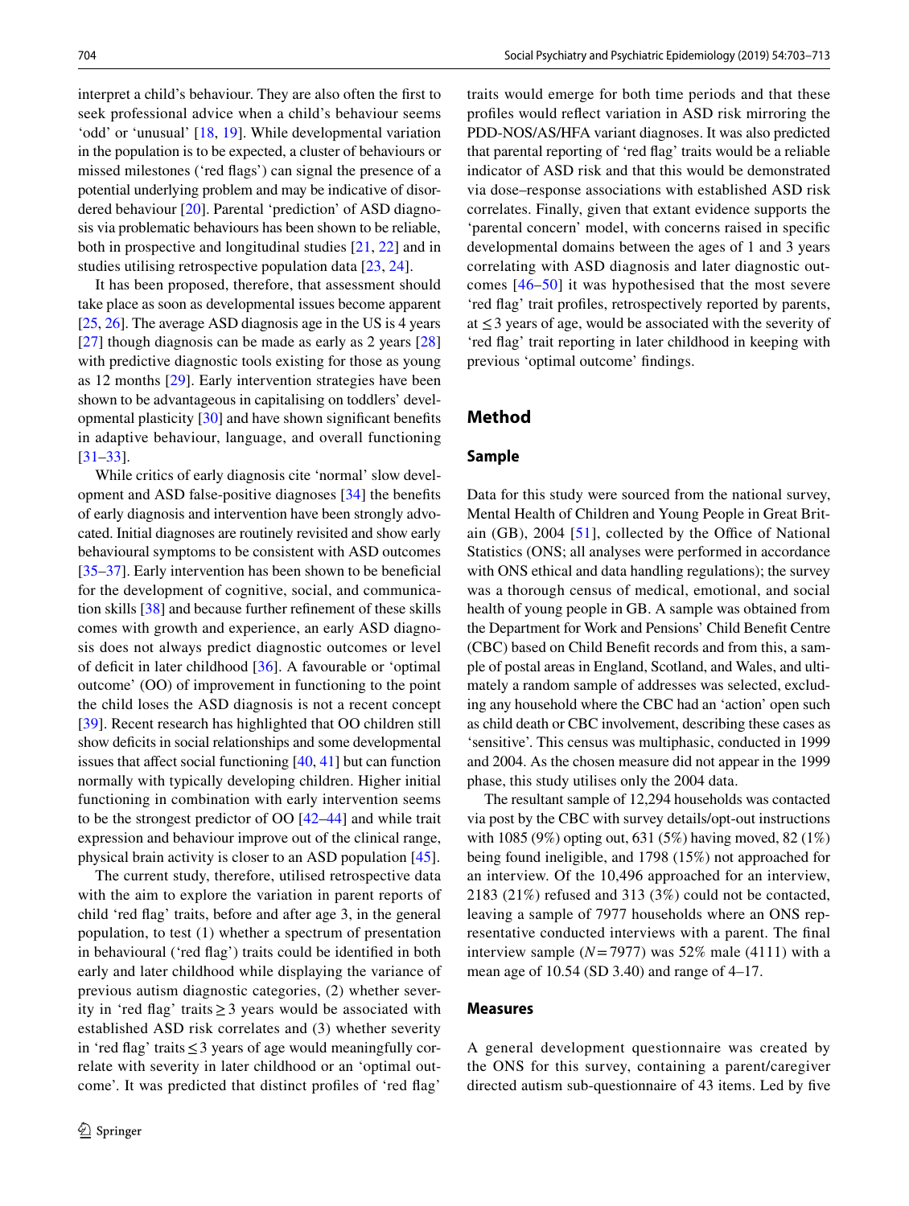interpret a child's behaviour. They are also often the first to seek professional advice when a child's behaviour seems 'odd' or 'unusual' [18, 19]. While developmental variation in the population is to be expected, a cluster of behaviours or missed milestones ('red flags') can signal the presence of a potential underlying problem and may be indicative of disordered behaviour [20]. Parental 'prediction' of ASD diagnosis via problematic behaviours has been shown to be reliable, both in prospective and longitudinal studies [21, 22] and in studies utilising retrospective population data [23, 24].

It has been proposed, therefore, that assessment should take place as soon as developmental issues become apparent [25, 26]. The average ASD diagnosis age in the US is 4 years [27] though diagnosis can be made as early as 2 years [28] with predictive diagnostic tools existing for those as young as 12 months [29]. Early intervention strategies have been shown to be advantageous in capitalising on toddlers' developmental plasticity [30] and have shown significant benefits in adaptive behaviour, language, and overall functioning [31–33].

While critics of early diagnosis cite 'normal' slow development and ASD false-positive diagnoses [34] the benefits of early diagnosis and intervention have been strongly advocated. Initial diagnoses are routinely revisited and show early behavioural symptoms to be consistent with ASD outcomes [35–37]. Early intervention has been shown to be beneficial for the development of cognitive, social, and communication skills [38] and because further refinement of these skills comes with growth and experience, an early ASD diagnosis does not always predict diagnostic outcomes or level of deficit in later childhood [36]. A favourable or 'optimal outcome' (OO) of improvement in functioning to the point the child loses the ASD diagnosis is not a recent concept [39]. Recent research has highlighted that OO children still show deficits in social relationships and some developmental issues that affect social functioning [40, 41] but can function normally with typically developing children. Higher initial functioning in combination with early intervention seems to be the strongest predictor of OO [42–44] and while trait expression and behaviour improve out of the clinical range, physical brain activity is closer to an ASD population [45].

The current study, therefore, utilised retrospective data with the aim to explore the variation in parent reports of child 'red flag' traits, before and after age 3, in the general population, to test (1) whether a spectrum of presentation in behavioural ('red flag') traits could be identified in both early and later childhood while displaying the variance of previous autism diagnostic categories, (2) whether severity in 'red flag' traits $\geq 3$ years would be associated with established ASD risk correlates and (3) whether severity in 'red flag' traits $\leq 3$ years of age would meaningfully correlate with severity in later childhood or an 'optimal outcome'. It was predicted that distinct profiles of 'red flag' traits would emerge for both time periods and that these profiles would reflect variation in ASD risk mirroring the PDD-NOS/AS/HFA variant diagnoses. It was also predicted that parental reporting of 'red flag' traits would be a reliable indicator of ASD risk and that this would be demonstrated via dose–response associations with established ASD risk correlates. Finally, given that extant evidence supports the 'parental concern' model, with concerns raised in specific developmental domains between the ages of 1 and 3 years correlating with ASD diagnosis and later diagnostic outcomes [46–50] it was hypothesised that the most severe 'red flag' trait profiles, retrospectively reported by parents, at $\leq 3$ years of age, would be associated with the severity of 'red flag' trait reporting in later childhood in keeping with previous 'optimal outcome' findings.

## Method

### Sample

Data for this study were sourced from the national survey, Mental Health of Children and Young People in Great Britain (GB), 2004 [51], collected by the Office of National Statistics (ONS; all analyses were performed in accordance with ONS ethical and data handling regulations); the survey was a thorough census of medical, emotional, and social health of young people in GB. A sample was obtained from the Department for Work and Pensions' Child Benefit Centre (CBC) based on Child Benefit records and from this, a sample of postal areas in England, Scotland, and Wales, and ultimately a random sample of addresses was selected, excluding any household where the CBC had an 'action' open such as child death or CBC involvement, describing these cases as 'sensitive'. This census was multiphasic, conducted in 1999 and 2004. As the chosen measure did not appear in the 1999 phase, this study utilises only the 2004 data.

The resultant sample of 12,294 households was contacted via post by the CBC with survey details/opt-out instructions with 1085 (9%) opting out, 631 (5%) having moved, 82 (1%) being found ineligible, and 1798 (15%) not approached for an interview. Of the 10,496 approached for an interview, 2183 (21%) refused and 313 (3%) could not be contacted, leaving a sample of 7977 households where an ONS representative conducted interviews with a parent. The final interview sample ($N = 7977$) was 52% male (4111) with a mean age of 10.54 (SD 3.40) and range of 4–17.

### Measures

A general development questionnaire was created by the ONS for this survey, containing a parent/caregiver directed autism sub-questionnaire of 43 items. Led by five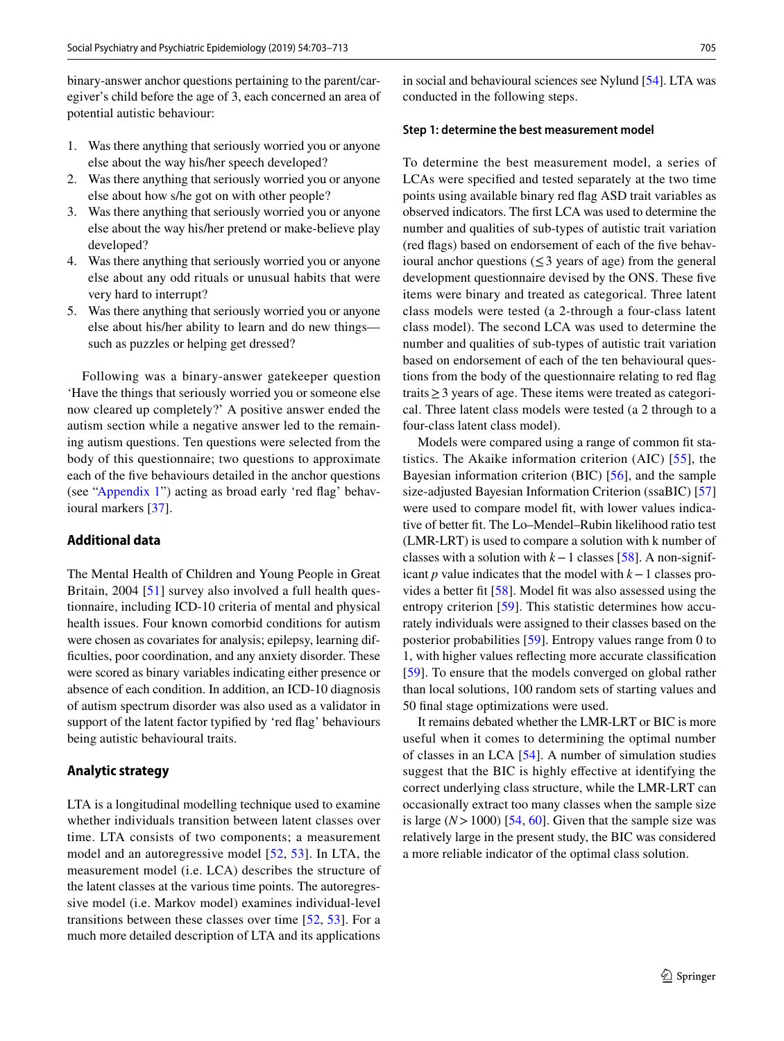binary-answer anchor questions pertaining to the parent/caregiver's child before the age of 3, each concerned an area of potential autistic behaviour:

1. Was there anything that seriously worried you or anyone else about the way his/her speech developed?
2. Was there anything that seriously worried you or anyone else about how s/he got on with other people?
3. Was there anything that seriously worried you or anyone else about the way his/her pretend or make-believe play developed?
4. Was there anything that seriously worried you or anyone else about any odd rituals or unusual habits that were very hard to interrupt?
5. Was there anything that seriously worried you or anyone else about his/her ability to learn and do new things—such as puzzles or helping get dressed?

Following was a binary-answer gatekeeper question 'Have the things that seriously worried you or someone else now cleared up completely?' A positive answer ended the autism section while a negative answer led to the remaining autism questions. Ten questions were selected from the body of this questionnaire; two questions to approximate each of the five behaviours detailed in the anchor questions (see "Appendix 1") acting as broad early 'red flag' behavioural markers [37].

### Additional data

The Mental Health of Children and Young People in Great Britain, 2004 [51] survey also involved a full health questionnaire, including ICD-10 criteria of mental and physical health issues. Four known comorbid conditions for autism were chosen as covariates for analysis; epilepsy, learning difficulties, poor coordination, and any anxiety disorder. These were scored as binary variables indicating either presence or absence of each condition. In addition, an ICD-10 diagnosis of autism spectrum disorder was also used as a validator in support of the latent factor typified by 'red flag' behaviours being autistic behavioural traits.

### Analytic strategy

LTA is a longitudinal modelling technique used to examine whether individuals transition between latent classes over time. LTA consists of two components; a measurement model and an autoregressive model [52, 53]. In LTA, the measurement model (i.e. LCA) describes the structure of the latent classes at the various time points. The autoregressive model (i.e. Markov model) examines individual-level transitions between these classes over time [52, 53]. For a much more detailed description of LTA and its applications in social and behavioural sciences see Nylund [54]. LTA was conducted in the following steps.

#### Step 1: determine the best measurement model

To determine the best measurement model, a series of LCAs were specified and tested separately at the two time points using available binary red flag ASD trait variables as observed indicators. The first LCA was used to determine the number and qualities of sub-types of autistic trait variation (red flags) based on endorsement of each of the five behavioural anchor questions ($\leq 3$ years of age) from the general development questionnaire devised by the ONS. These five items were binary and treated as categorical. Three latent class models were tested (a 2-through a four-class latent class model). The second LCA was used to determine the number and qualities of sub-types of autistic trait variation based on endorsement of each of the ten behavioural questions from the body of the questionnaire relating to red flag traits $\geq 3$ years of age. These items were treated as categorical. Three latent class models were tested (a 2 through to a four-class latent class model).

Models were compared using a range of common fit statistics. The Akaike information criterion (AIC) [55], the Bayesian information criterion (BIC) [56], and the sample size-adjusted Bayesian Information Criterion (ssaBIC) [57] were used to compare model fit, with lower values indicative of better fit. The Lo–Mendel–Rubin likelihood ratio test (LMR-LRT) is used to compare a solution with k number of classes with a solution with $k-1$ classes [58]. A non-significant $p$ value indicates that the model with $k-1$ classes provides a better fit [58]. Model fit was also assessed using the entropy criterion [59]. This statistic determines how accurately individuals were assigned to their classes based on the posterior probabilities [59]. Entropy values range from 0 to 1, with higher values reflecting more accurate classification [59]. To ensure that the models converged on global rather than local solutions, 100 random sets of starting values and 50 final stage optimizations were used.

It remains debated whether the LMR-LRT or BIC is more useful when it comes to determining the optimal number of classes in an LCA [54]. A number of simulation studies suggest that the BIC is highly effective at identifying the correct underlying class structure, while the LMR-LRT can occasionally extract too many classes when the sample size is large ($N > 1000$) [54, 60]. Given that the sample size was relatively large in the present study, the BIC was considered a more reliable indicator of the optimal class solution.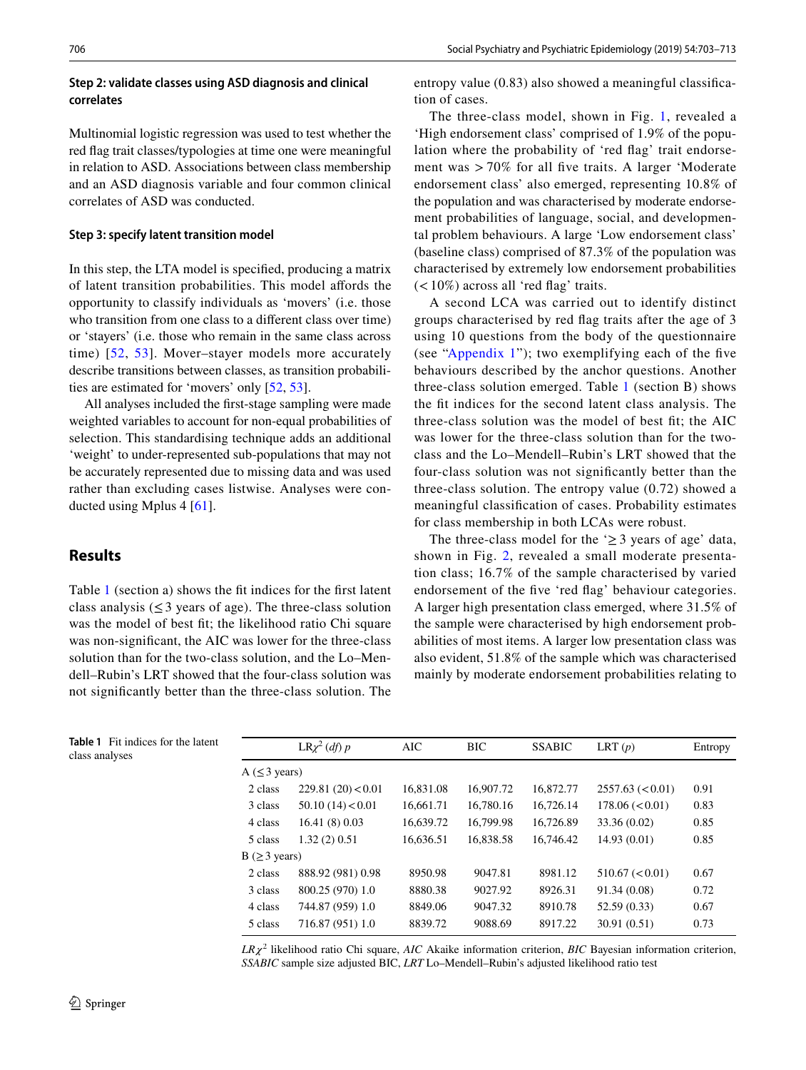### Step 2: validate classes using ASD diagnosis and clinical correlates

Multinomial logistic regression was used to test whether the red flag trait classes/typologies at time one were meaningful in relation to ASD. Associations between class membership and an ASD diagnosis variable and four common clinical correlates of ASD was conducted.

### Step 3: specify latent transition model

In this step, the LTA model is specified, producing a matrix of latent transition probabilities. This model affords the opportunity to classify individuals as 'movers' (i.e. those who transition from one class to a different class over time) or 'stayers' (i.e. those who remain in the same class across time) [52, 53]. Mover–stayer models more accurately describe transitions between classes, as transition probabilities are estimated for 'movers' only [52, 53].

All analyses included the first-stage sampling were made weighted variables to account for non-equal probabilities of selection. This standardising technique adds an additional 'weight' to under-represented sub-populations that may not be accurately represented due to missing data and was used rather than excluding cases listwise. Analyses were conducted using Mplus 4 [61].

## Results

Table 1 (section a) shows the fit indices for the first latent class analysis ($\leq 3$ years of age). The three-class solution was the model of best fit; the likelihood ratio Chi square was non-significant, the AIC was lower for the three-class solution than for the two-class solution, and the Lo–Mendell–Rubin's LRT showed that the four-class solution was not significantly better than the three-class solution. The entropy value (0.83) also showed a meaningful classification of cases.

The three-class model, shown in Fig. 1, revealed a 'High endorsement class' comprised of 1.9% of the population where the probability of 'red flag' trait endorsement was > 70% for all five traits. A larger 'Moderate endorsement class' also emerged, representing 10.8% of the population and was characterised by moderate endorsement probabilities of language, social, and developmental problem behaviours. A large 'Low endorsement class' (baseline class) comprised of 87.3% of the population was characterised by extremely low endorsement probabilities (< 10%) across all 'red flag' traits.

A second LCA was carried out to identify distinct groups characterised by red flag traits after the age of 3 using 10 questions from the body of the questionnaire (see "Appendix 1"); two exemplifying each of the five behaviours described by the anchor questions. Another three-class solution emerged. Table 1 (section B) shows the fit indices for the second latent class analysis. The three-class solution was the model of best fit; the AIC was lower for the three-class solution than for the two-class and the Lo–Mendell–Rubin's LRT showed that the four-class solution was not significantly better than the three-class solution. The entropy value (0.72) showed a meaningful classification of cases. Probability estimates for class membership in both LCAs were robust.

The three-class model for the '$\geq 3$ years of age' data, shown in Fig. 2, revealed a small moderate presentation class; 16.7% of the sample characterised by varied endorsement of the five 'red flag' behaviour categories. A larger high presentation class emerged, where 31.5% of the sample were characterised by high endorsement probabilities of most items. A larger low presentation class was also evident, 51.8% of the sample which was characterised mainly by moderate endorsement probabilities relating to

**Table 1** Fit indices for the latent class analyses

| | $LR\chi^2$ (*df*) *p* | AIC | BIC | SSABIC | LRT (*p*) | Entropy |
|---|---|---|---|---|---|---|
| A ($\leq 3$ years) | | | | | | |
| 2 class | 229.81 (20) < 0.01 | 16,831.08 | 16,907.72 | 16,872.77 | 2557.63 (< 0.01) | 0.91 |
| 3 class | 50.10 (14) < 0.01 | 16,661.71 | 16,780.16 | 16,726.14 | 178.06 (< 0.01) | 0.83 |
| 4 class | 16.41 (8) 0.03 | 16,639.72 | 16,799.98 | 16,726.89 | 33.36 (0.02) | 0.85 |
| 5 class | 1.32 (2) 0.51 | 16,636.51 | 16,838.58 | 16,746.42 | 14.93 (0.01) | 0.85 |
| B ($\geq 3$ years) | | | | | | |
| 2 class | 888.92 (981) 0.98 | 8950.98 | 9047.81 | 8981.12 | 510.67 (< 0.01) | 0.67 |
| 3 class | 800.25 (970) 1.0 | 8880.38 | 9027.92 | 8926.31 | 91.34 (0.08) | 0.72 |
| 4 class | 744.87 (959) 1.0 | 8849.06 | 9047.32 | 8910.78 | 52.59 (0.33) | 0.67 |
| 5 class | 716.87 (951) 1.0 | 8839.72 | 9088.69 | 8917.22 | 30.91 (0.51) | 0.73 |

*$LR\chi^2$* likelihood ratio Chi square, *AIC* Akaike information criterion, *BIC* Bayesian information criterion, *SSABIC* sample size adjusted BIC, *LRT* Lo–Mendell–Rubin's adjusted likelihood ratio test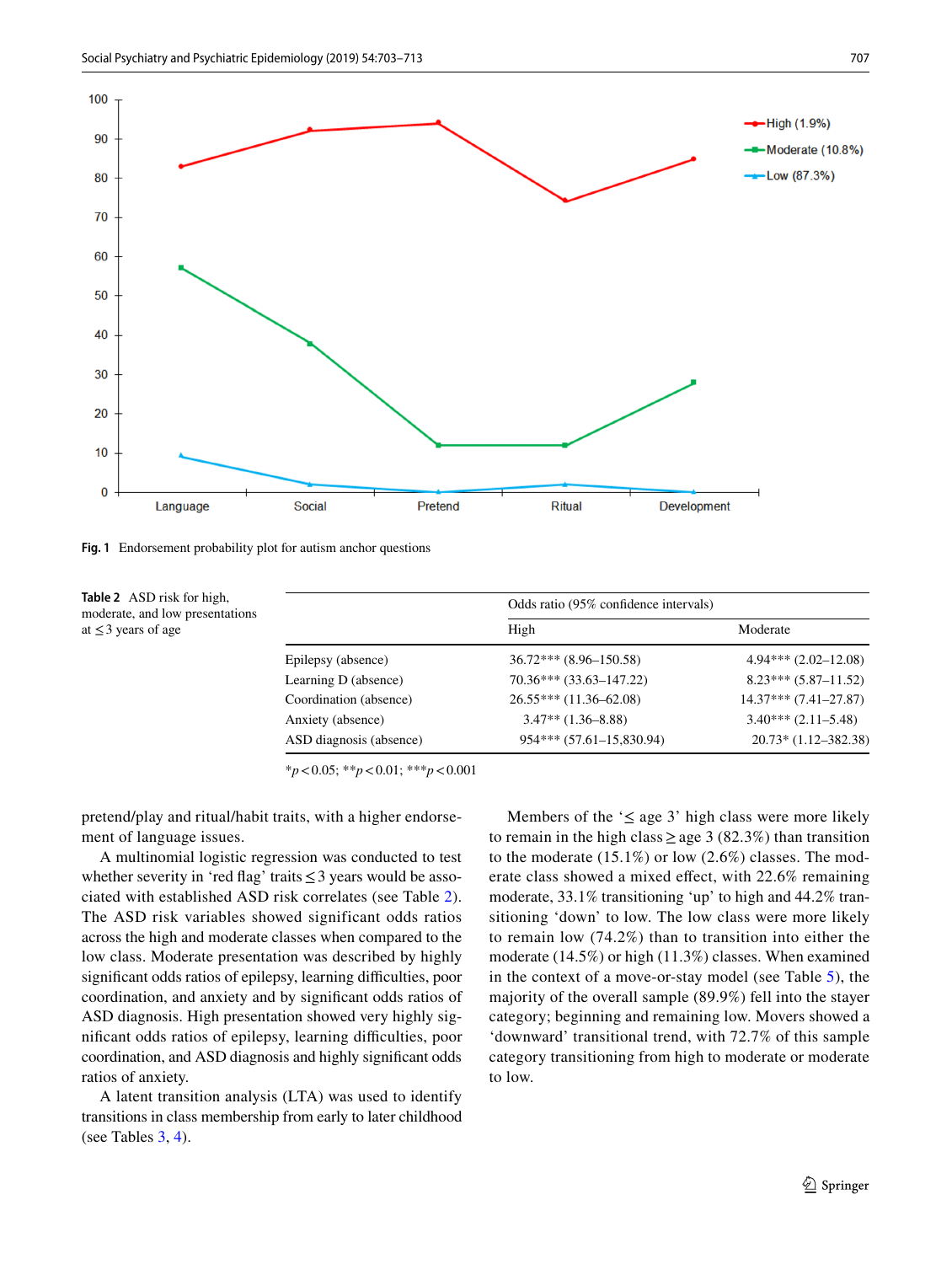Fig. 1 Endorsement probability plot for autism anchor questions

**Table 2** ASD risk for high, moderate, and low presentations at ≤ 3 years of age

| | Odds ratio (95% confidence intervals) | |
|---|---|---|
| | High | Moderate |
| Epilepsy (absence) | 36.72*** (8.96–150.58) | 4.94*** (2.02–12.08) |
| Learning D (absence) | 70.36*** (33.63–147.22) | 8.23*** (5.87–11.52) |
| Coordination (absence) | 26.55*** (11.36–62.08) | 14.37*** (7.41–27.87) |
| Anxiety (absence) | 3.47** (1.36–8.88) | 3.40*** (2.11–5.48) |
| ASD diagnosis (absence) | 954*** (57.61–15,830.94) | 20.73* (1.12–382.38) |

*$p < 0.05$; **$p < 0.01$; ***$p < 0.001$

pretend/play and ritual/habit traits, with a higher endorsement of language issues.

A multinomial logistic regression was conducted to test whether severity in 'red flag' traits ≤ 3 years would be associated with established ASD risk correlates (see Table 2). The ASD risk variables showed significant odds ratios across the high and moderate classes when compared to the low class. Moderate presentation was described by highly significant odds ratios of epilepsy, learning difficulties, poor coordination, and anxiety and by significant odds ratios of ASD diagnosis. High presentation showed very highly significant odds ratios of epilepsy, learning difficulties, poor coordination, and ASD diagnosis and highly significant odds ratios of anxiety.

A latent transition analysis (LTA) was used to identify transitions in class membership from early to later childhood (see Tables 3, 4).

Members of the '≤ age 3' high class were more likely to remain in the high class ≥ age 3 (82.3%) than transition to the moderate (15.1%) or low (2.6%) classes. The moderate class showed a mixed effect, with 22.6% remaining moderate, 33.1% transitioning 'up' to high and 44.2% transitioning 'down' to low. The low class were more likely to remain low (74.2%) than to transition into either the moderate (14.5%) or high (11.3%) classes. When examined in the context of a move-or-stay model (see Table 5), the majority of the overall sample (89.9%) fell into the stayer category; beginning and remaining low. Movers showed a 'downward' transitional trend, with 72.7% of this sample category transitioning from high to moderate or moderate to low.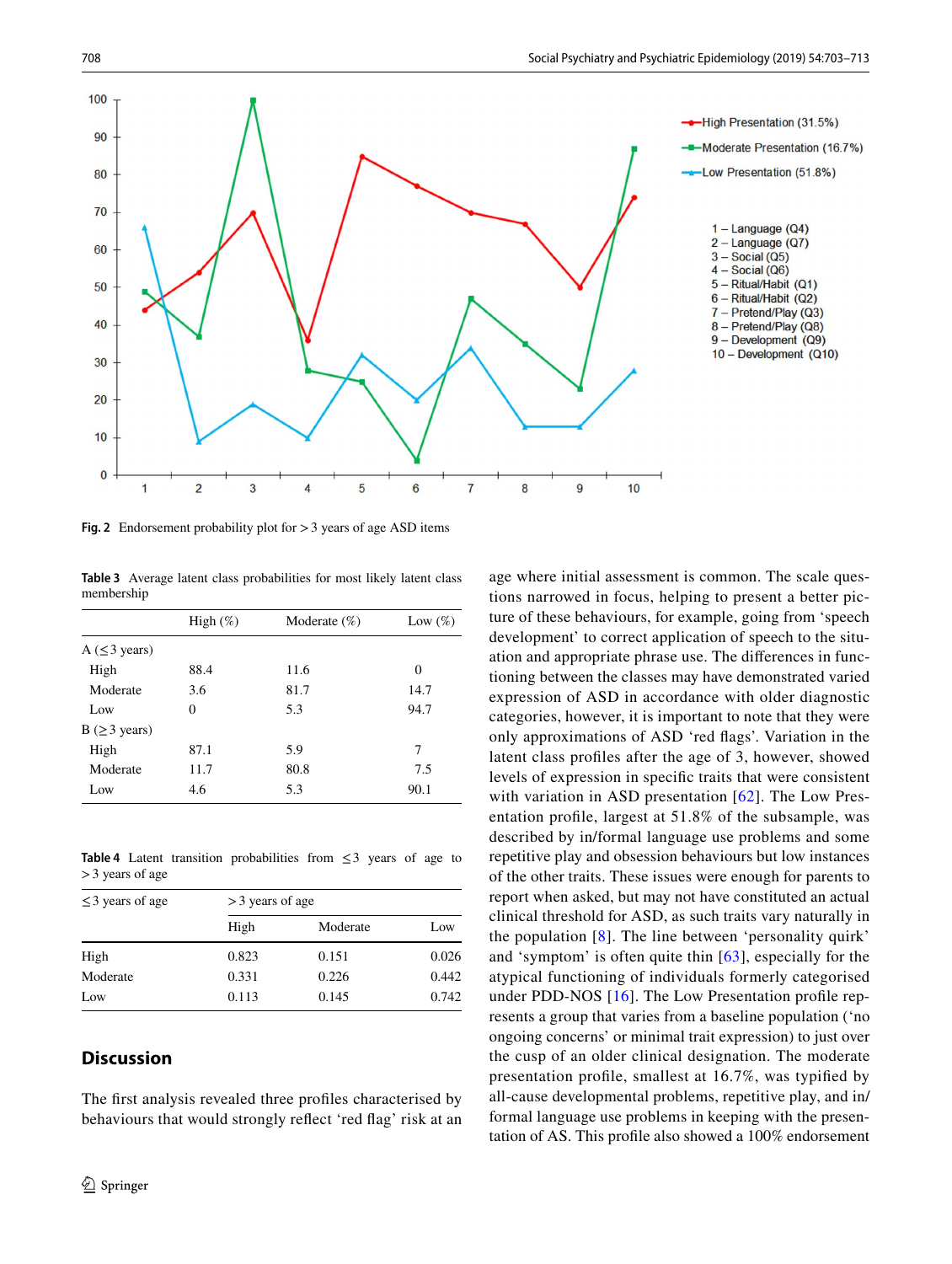Fig. 2 Endorsement probability plot for > 3 years of age ASD items

Table 3 Average latent class probabilities for most likely latent class membership

| | High (%) | Moderate (%) | Low (%) |
|---|---|---|---|
| A (≤3 years) | | | |
| High | 88.4 | 11.6 | 0 |
| Moderate | 3.6 | 81.7 | 14.7 |
| Low | 0 | 5.3 | 94.7 |
| B (≥3 years) | | | |
| High | 87.1 | 5.9 | 7 |
| Moderate | 11.7 | 80.8 | 7.5 |
| Low | 4.6 | 5.3 | 90.1 |

Table 4 Latent transition probabilities from ≤3 years of age to > 3 years of age

| ≤3 years of age | > 3 years of age | | |
|---|---|---|---|
| | High | Moderate | Low |
| High | 0.823 | 0.151 | 0.026 |
| Moderate | 0.331 | 0.226 | 0.442 |
| Low | 0.113 | 0.145 | 0.742 |

## Discussion

The first analysis revealed three profiles characterised by behaviours that would strongly reflect 'red flag' risk at an age where initial assessment is common. The scale questions narrowed in focus, helping to present a better picture of these behaviours, for example, going from 'speech development' to correct application of speech to the situation and appropriate phrase use. The differences in functioning between the classes may have demonstrated varied expression of ASD in accordance with older diagnostic categories, however, it is important to note that they were only approximations of ASD 'red flags'. Variation in the latent class profiles after the age of 3, however, showed levels of expression in specific traits that were consistent with variation in ASD presentation [62]. The Low Presentation profile, largest at 51.8% of the subsample, was described by in/formal language use problems and some repetitive play and obsession behaviours but low instances of the other traits. These issues were enough for parents to report when asked, but may not have constituted an actual clinical threshold for ASD, as such traits vary naturally in the population [8]. The line between 'personality quirk' and 'symptom' is often quite thin [63], especially for the atypical functioning of individuals formerly categorised under PDD-NOS [16]. The Low Presentation profile represents a group that varies from a baseline population ('no ongoing concerns' or minimal trait expression) to just over the cusp of an older clinical designation. The moderate presentation profile, smallest at 16.7%, was typified by all-cause developmental problems, repetitive play, and in/formal language use problems in keeping with the presentation of AS. This profile also showed a 100% endorsement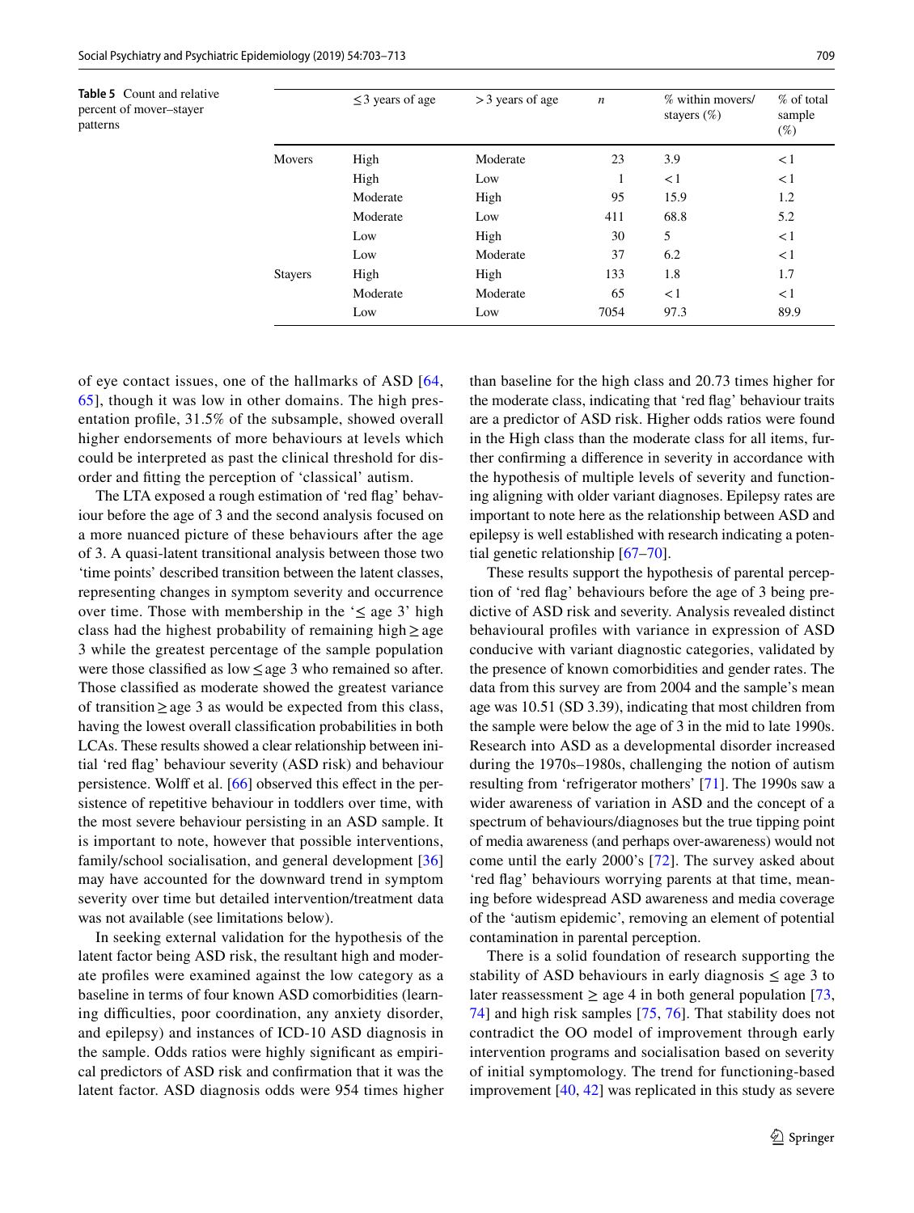**Table 5** Count and relative percent of mover–stayer patterns

| | ≤ 3 years of age | > 3 years of age | *n* | % within movers/stayers (%) | % of total sample (%) |
|---|---|---|---|---|---|
| Movers | High | Moderate | 23 | 3.9 | < 1 |
| | High | Low | 1 | < 1 | < 1 |
| | Moderate | High | 95 | 15.9 | 1.2 |
| | Moderate | Low | 411 | 68.8 | 5.2 |
| | Low | High | 30 | 5 | < 1 |
| | Low | Moderate | 37 | 6.2 | < 1 |
| Stayers | High | High | 133 | 1.8 | 1.7 |
| | Moderate | Moderate | 65 | < 1 | < 1 |
| | Low | Low | 7054 | 97.3 | 89.9 |

of eye contact issues, one of the hallmarks of ASD [64, 65], though it was low in other domains. The high presentation profile, 31.5% of the subsample, showed overall higher endorsements of more behaviours at levels which could be interpreted as past the clinical threshold for disorder and fitting the perception of 'classical' autism.

The LTA exposed a rough estimation of 'red flag' behaviour before the age of 3 and the second analysis focused on a more nuanced picture of these behaviours after the age of 3. A quasi-latent transitional analysis between those two 'time points' described transition between the latent classes, representing changes in symptom severity and occurrence over time. Those with membership in the '≤ age 3' high class had the highest probability of remaining high ≥ age 3 while the greatest percentage of the sample population were those classified as low ≤ age 3 who remained so after. Those classified as moderate showed the greatest variance of transition ≥ age 3 as would be expected from this class, having the lowest overall classification probabilities in both LCAs. These results showed a clear relationship between initial 'red flag' behaviour severity (ASD risk) and behaviour persistence. Wolff et al. [66] observed this effect in the persistence of repetitive behaviour in toddlers over time, with the most severe behaviour persisting in an ASD sample. It is important to note, however that possible interventions, family/school socialisation, and general development [36] may have accounted for the downward trend in symptom severity over time but detailed intervention/treatment data was not available (see limitations below).

In seeking external validation for the hypothesis of the latent factor being ASD risk, the resultant high and moderate profiles were examined against the low category as a baseline in terms of four known ASD comorbidities (learning difficulties, poor coordination, any anxiety disorder, and epilepsy) and instances of ICD-10 ASD diagnosis in the sample. Odds ratios were highly significant as empirical predictors of ASD risk and confirmation that it was the latent factor. ASD diagnosis odds were 954 times higher than baseline for the high class and 20.73 times higher for the moderate class, indicating that 'red flag' behaviour traits are a predictor of ASD risk. Higher odds ratios were found in the High class than the moderate class for all items, further confirming a difference in severity in accordance with the hypothesis of multiple levels of severity and functioning aligning with older variant diagnoses. Epilepsy rates are important to note here as the relationship between ASD and epilepsy is well established with research indicating a potential genetic relationship [67–70].

These results support the hypothesis of parental perception of 'red flag' behaviours before the age of 3 being predictive of ASD risk and severity. Analysis revealed distinct behavioural profiles with variance in expression of ASD conducive with variant diagnostic categories, validated by the presence of known comorbidities and gender rates. The data from this survey are from 2004 and the sample's mean age was 10.51 (SD 3.39), indicating that most children from the sample were below the age of 3 in the mid to late 1990s. Research into ASD as a developmental disorder increased during the 1970s–1980s, challenging the notion of autism resulting from 'refrigerator mothers' [71]. The 1990s saw a wider awareness of variation in ASD and the concept of a spectrum of behaviours/diagnoses but the true tipping point of media awareness (and perhaps over-awareness) would not come until the early 2000's [72]. The survey asked about 'red flag' behaviours worrying parents at that time, meaning before widespread ASD awareness and media coverage of the 'autism epidemic', removing an element of potential contamination in parental perception.

There is a solid foundation of research supporting the stability of ASD behaviours in early diagnosis ≤ age 3 to later reassessment ≥ age 4 in both general population [73, 74] and high risk samples [75, 76]. That stability does not contradict the OO model of improvement through early intervention programs and socialisation based on severity of initial symptomology. The trend for functioning-based improvement [40, 42] was replicated in this study as severe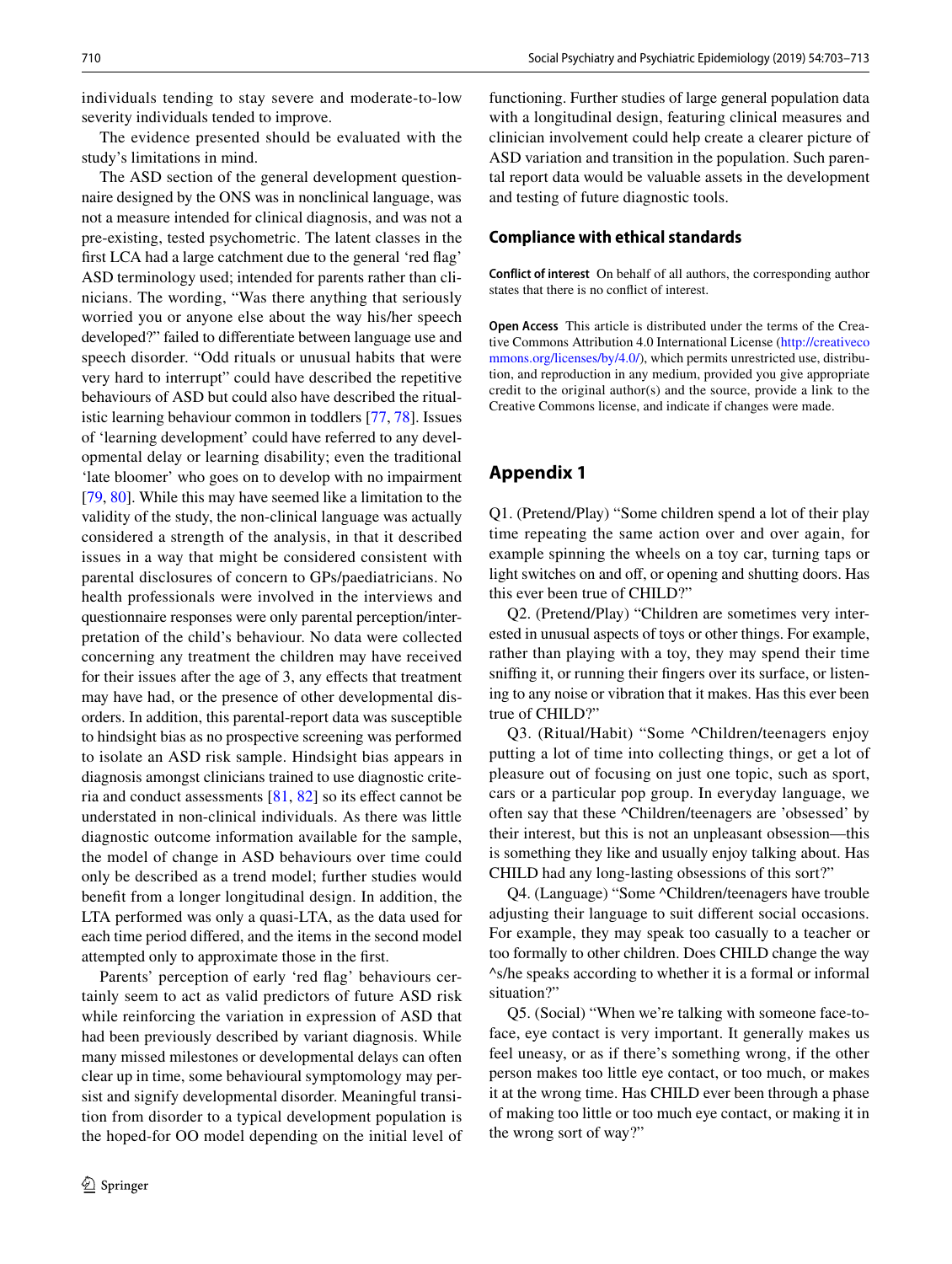individuals tending to stay severe and moderate-to-low severity individuals tended to improve.

The evidence presented should be evaluated with the study's limitations in mind.

The ASD section of the general development questionnaire designed by the ONS was in nonclinical language, was not a measure intended for clinical diagnosis, and was not a pre-existing, tested psychometric. The latent classes in the first LCA had a large catchment due to the general 'red flag' ASD terminology used; intended for parents rather than clinicians. The wording, "Was there anything that seriously worried you or anyone else about the way his/her speech developed?" failed to differentiate between language use and speech disorder. "Odd rituals or unusual habits that were very hard to interrupt" could have described the repetitive behaviours of ASD but could also have described the ritualistic learning behaviour common in toddlers [77, 78]. Issues of 'learning development' could have referred to any developmental delay or learning disability; even the traditional 'late bloomer' who goes on to develop with no impairment [79, 80]. While this may have seemed like a limitation to the validity of the study, the non-clinical language was actually considered a strength of the analysis, in that it described issues in a way that might be considered consistent with parental disclosures of concern to GPs/paediatricians. No health professionals were involved in the interviews and questionnaire responses were only parental perception/interpretation of the child's behaviour. No data were collected concerning any treatment the children may have received for their issues after the age of 3, any effects that treatment may have had, or the presence of other developmental disorders. In addition, this parental-report data was susceptible to hindsight bias as no prospective screening was performed to isolate an ASD risk sample. Hindsight bias appears in diagnosis amongst clinicians trained to use diagnostic criteria and conduct assessments [81, 82] so its effect cannot be understated in non-clinical individuals. As there was little diagnostic outcome information available for the sample, the model of change in ASD behaviours over time could only be described as a trend model; further studies would benefit from a longer longitudinal design. In addition, the LTA performed was only a quasi-LTA, as the data used for each time period differed, and the items in the second model attempted only to approximate those in the first.

Parents' perception of early 'red flag' behaviours certainly seem to act as valid predictors of future ASD risk while reinforcing the variation in expression of ASD that had been previously described by variant diagnosis. While many missed milestones or developmental delays can often clear up in time, some behavioural symptomology may persist and signify developmental disorder. Meaningful transition from disorder to a typical development population is the hoped-for OO model depending on the initial level of functioning. Further studies of large general population data with a longitudinal design, featuring clinical measures and clinician involvement could help create a clearer picture of ASD variation and transition in the population. Such parental report data would be valuable assets in the development and testing of future diagnostic tools.

### Compliance with ethical standards

**Conflict of interest** On behalf of all authors, the corresponding author states that there is no conflict of interest.

**Open Access** This article is distributed under the terms of the Creative Commons Attribution 4.0 International License (http://creativecommons.org/licenses/by/4.0/), which permits unrestricted use, distribution, and reproduction in any medium, provided you give appropriate credit to the original author(s) and the source, provide a link to the Creative Commons license, and indicate if changes were made.

## Appendix 1

Q1. (Pretend/Play) "Some children spend a lot of their play time repeating the same action over and over again, for example spinning the wheels on a toy car, turning taps or light switches on and off, or opening and shutting doors. Has this ever been true of CHILD?"

Q2. (Pretend/Play) "Children are sometimes very interested in unusual aspects of toys or other things. For example, rather than playing with a toy, they may spend their time sniffing it, or running their fingers over its surface, or listening to any noise or vibration that it makes. Has this ever been true of CHILD?"

Q3. (Ritual/Habit) "Some ^Children/teenagers enjoy putting a lot of time into collecting things, or get a lot of pleasure out of focusing on just one topic, such as sport, cars or a particular pop group. In everyday language, we often say that these ^Children/teenagers are 'obsessed' by their interest, but this is not an unpleasant obsession—this is something they like and usually enjoy talking about. Has CHILD had any long-lasting obsessions of this sort?"

Q4. (Language) "Some ^Children/teenagers have trouble adjusting their language to suit different social occasions. For example, they may speak too casually to a teacher or too formally to other children. Does CHILD change the way ^s/he speaks according to whether it is a formal or informal situation?"

Q5. (Social) "When we're talking with someone face-to-face, eye contact is very important. It generally makes us feel uneasy, or as if there's something wrong, if the other person makes too little eye contact, or too much, or makes it at the wrong time. Has CHILD ever been through a phase of making too little or too much eye contact, or making it in the wrong sort of way?"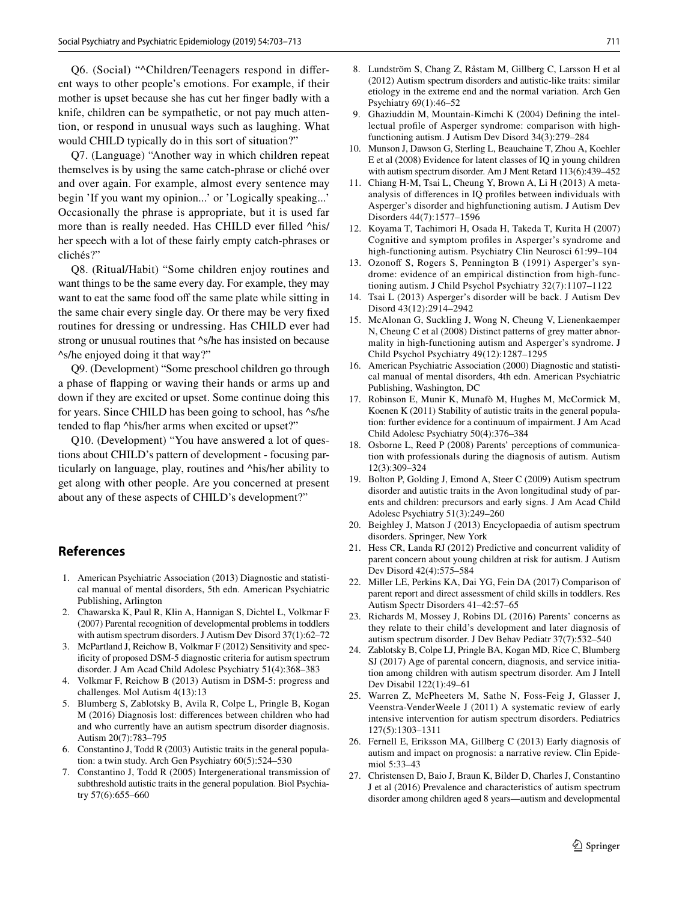Q6. (Social) "^Children/Teenagers respond in different ways to other people's emotions. For example, if their mother is upset because she has cut her finger badly with a knife, children can be sympathetic, or not pay much attention, or respond in unusual ways such as laughing. What would CHILD typically do in this sort of situation?"

Q7. (Language) "Another way in which children repeat themselves is by using the same catch-phrase or cliché over and over again. For example, almost every sentence may begin 'If you want my opinion...' or 'Logically speaking...' Occasionally the phrase is appropriate, but it is used far more than is really needed. Has CHILD ever filled ^his/her speech with a lot of these fairly empty catch-phrases or clichés?"

Q8. (Ritual/Habit) "Some children enjoy routines and want things to be the same every day. For example, they may want to eat the same food off the same plate while sitting in the same chair every single day. Or there may be very fixed routines for dressing or undressing. Has CHILD ever had strong or unusual routines that ^s/he has insisted on because ^s/he enjoyed doing it that way?"

Q9. (Development) "Some preschool children go through a phase of flapping or waving their hands or arms up and down if they are excited or upset. Some continue doing this for years. Since CHILD has been going to school, has ^s/he tended to flap ^his/her arms when excited or upset?"

Q10. (Development) "You have answered a lot of questions about CHILD's pattern of development - focusing particularly on language, play, routines and ^his/her ability to get along with other people. Are you concerned at present about any of these aspects of CHILD's development?"

## References

1. American Psychiatric Association (2013) Diagnostic and statistical manual of mental disorders, 5th edn. American Psychiatric Publishing, Arlington
2. Chawarska K, Paul R, Klin A, Hannigan S, Dichtel L, Volkmar F (2007) Parental recognition of developmental problems in toddlers with autism spectrum disorders. J Autism Dev Disord 37(1):62–72
3. McPartland J, Reichow B, Volkmar F (2012) Sensitivity and specificity of proposed DSM-5 diagnostic criteria for autism spectrum disorder. J Am Acad Child Adolesc Psychiatry 51(4):368–383
4. Volkmar F, Reichow B (2013) Autism in DSM-5: progress and challenges. Mol Autism 4(13):13
5. Blumberg S, Zablotsky B, Avila R, Colpe L, Pringle B, Kogan M (2016) Diagnosis lost: differences between children who had and who currently have an autism spectrum disorder diagnosis. Autism 20(7):783–795
6. Constantino J, Todd R (2003) Autistic traits in the general population: a twin study. Arch Gen Psychiatry 60(5):524–530
7. Constantino J, Todd R (2005) Intergenerational transmission of subthreshold autistic traits in the general population. Biol Psychiatry 57(6):655–660
8. Lundström S, Chang Z, Råstam M, Gillberg C, Larsson H et al (2012) Autism spectrum disorders and autistic-like traits: similar etiology in the extreme end and the normal variation. Arch Gen Psychiatry 69(1):46–52
9. Ghaziuddin M, Mountain-Kimchi K (2004) Defining the intellectual profile of Asperger syndrome: comparison with high-functioning autism. J Autism Dev Disord 34(3):279–284
10. Munson J, Dawson G, Sterling L, Beauchaine T, Zhou A, Koehler E et al (2008) Evidence for latent classes of IQ in young children with autism spectrum disorder. Am J Ment Retard 113(6):439–452
11. Chiang H-M, Tsai L, Cheung Y, Brown A, Li H (2013) A meta-analysis of differences in IQ profiles between individuals with Asperger's disorder and highfunctioning autism. J Autism Dev Disorders 44(7):1577–1596
12. Koyama T, Tachimori H, Osada H, Takeda T, Kurita H (2007) Cognitive and symptom profiles in Asperger's syndrome and high-functioning autism. Psychiatry Clin Neurosci 61:99–104
13. Ozonoff S, Rogers S, Pennington B (1991) Asperger's syndrome: evidence of an empirical distinction from high-functioning autism. J Child Psychol Psychiatry 32(7):1107–1122
14. Tsai L (2013) Asperger's disorder will be back. J Autism Dev Disord 43(12):2914–2942
15. McAlonan G, Suckling J, Wong N, Cheung V, Lienenkaemper N, Cheung C et al (2008) Distinct patterns of grey matter abnormality in high-functioning autism and Asperger's syndrome. J Child Psychol Psychiatry 49(12):1287–1295
16. American Psychiatric Association (2000) Diagnostic and statistical manual of mental disorders, 4th edn. American Psychiatric Publishing, Washington, DC
17. Robinson E, Munir K, Munafò M, Hughes M, McCormick M, Koenen K (2011) Stability of autistic traits in the general population: further evidence for a continuum of impairment. J Am Acad Child Adolesc Psychiatry 50(4):376–384
18. Osborne L, Reed P (2008) Parents' perceptions of communication with professionals during the diagnosis of autism. Autism 12(3):309–324
19. Bolton P, Golding J, Emond A, Steer C (2009) Autism spectrum disorder and autistic traits in the Avon longitudinal study of parents and children: precursors and early signs. J Am Acad Child Adolesc Psychiatry 51(3):249–260
20. Beighley J, Matson J (2013) Encyclopaedia of autism spectrum disorders. Springer, New York
21. Hess CR, Landa RJ (2012) Predictive and concurrent validity of parent concern about young children at risk for autism. J Autism Dev Disord 42(4):575–584
22. Miller LE, Perkins KA, Dai YG, Fein DA (2017) Comparison of parent report and direct assessment of child skills in toddlers. Res Autism Spectr Disorders 41–42:57–65
23. Richards M, Mossey J, Robins DL (2016) Parents' concerns as they relate to their child's development and later diagnosis of autism spectrum disorder. J Dev Behav Pediatr 37(7):532–540
24. Zablotsky B, Colpe LJ, Pringle BA, Kogan MD, Rice C, Blumberg SJ (2017) Age of parental concern, diagnosis, and service initiation among children with autism spectrum disorder. Am J Intell Dev Disabil 122(1):49–61
25. Warren Z, McPheeters M, Sathe N, Foss-Feig J, Glasser J, Veenstra-VenderWeele J (2011) A systematic review of early intensive intervention for autism spectrum disorders. Pediatrics 127(5):1303–1311
26. Fernell E, Eriksson MA, Gillberg C (2013) Early diagnosis of autism and impact on prognosis: a narrative review. Clin Epidemiol 5:33–43
27. Christensen D, Baio J, Braun K, Bilder D, Charles J, Constantino J et al (2016) Prevalence and characteristics of autism spectrum disorder among children aged 8 years—autism and developmental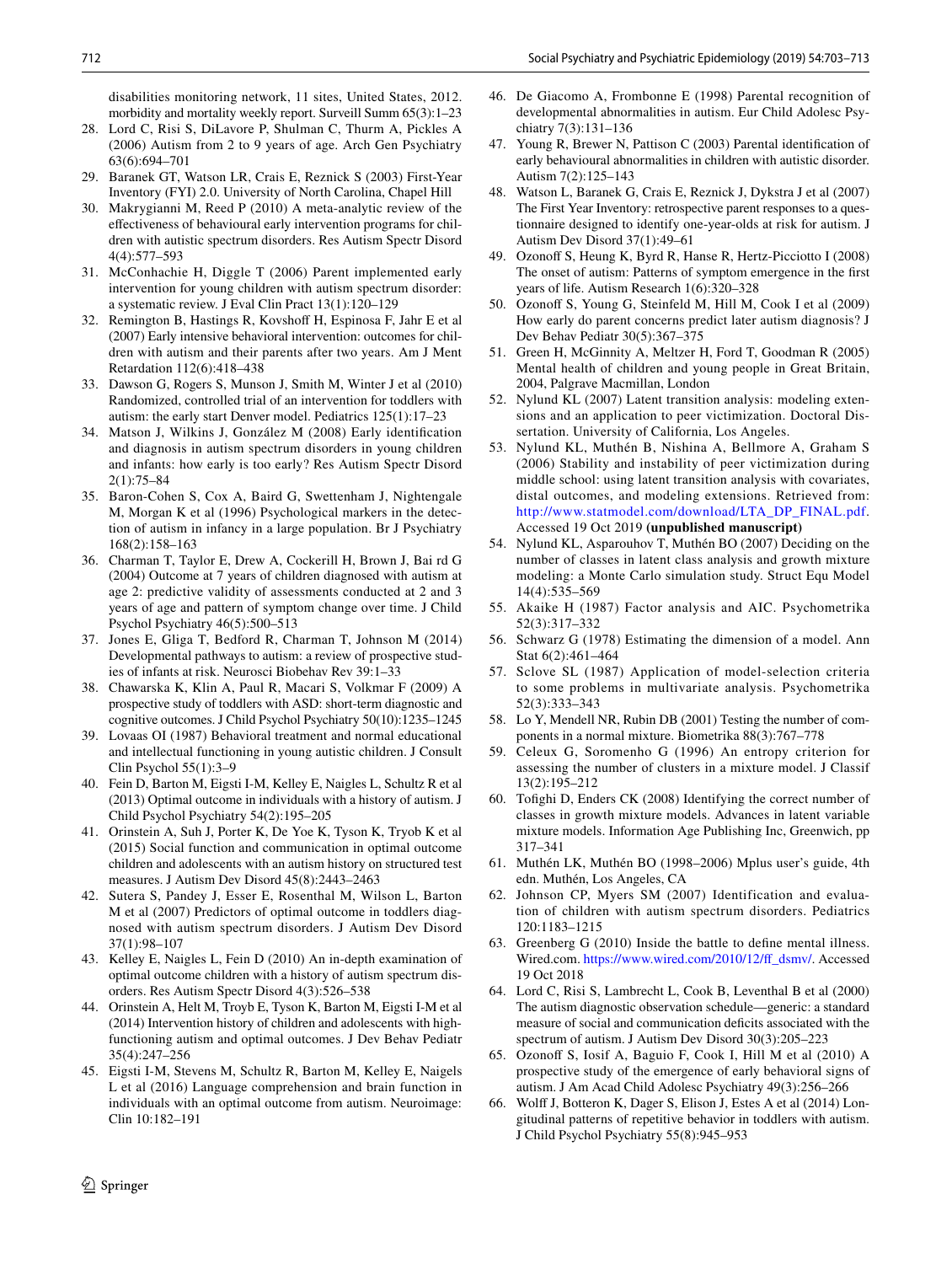disabilities monitoring network, 11 sites, United States, 2012. morbidity and mortality weekly report. Surveill Summ 65(3):1–23

28. Lord C, Risi S, DiLavore P, Shulman C, Thurm A, Pickles A (2006) Autism from 2 to 9 years of age. Arch Gen Psychiatry 63(6):694–701
29. Baranek GT, Watson LR, Crais E, Reznick S (2003) First-Year Inventory (FYI) 2.0. University of North Carolina, Chapel Hill
30. Makrygianni M, Reed P (2010) A meta-analytic review of the effectiveness of behavioural early intervention programs for children with autistic spectrum disorders. Res Autism Spectr Disord 4(4):577–593
31. McConhachie H, Diggle T (2006) Parent implemented early intervention for young children with autism spectrum disorder: a systematic review. J Eval Clin Pract 13(1):120–129
32. Remington B, Hastings R, Kovshoff H, Espinosa F, Jahr E et al (2007) Early intensive behavioral intervention: outcomes for children with autism and their parents after two years. Am J Ment Retardation 112(6):418–438
33. Dawson G, Rogers S, Munson J, Smith M, Winter J et al (2010) Randomized, controlled trial of an intervention for toddlers with autism: the early start Denver model. Pediatrics 125(1):17–23
34. Matson J, Wilkins J, González M (2008) Early identification and diagnosis in autism spectrum disorders in young children and infants: how early is too early? Res Autism Spectr Disord 2(1):75–84
35. Baron-Cohen S, Cox A, Baird G, Swettenham J, Nightengale M, Morgan K et al (1996) Psychological markers in the detection of autism in infancy in a large population. Br J Psychiatry 168(2):158–163
36. Charman T, Taylor E, Drew A, Cockerill H, Brown J, Bai rd G (2004) Outcome at 7 years of children diagnosed with autism at age 2: predictive validity of assessments conducted at 2 and 3 years of age and pattern of symptom change over time. J Child Psychol Psychiatry 46(5):500–513
37. Jones E, Gliga T, Bedford R, Charman T, Johnson M (2014) Developmental pathways to autism: a review of prospective studies of infants at risk. Neurosci Biobehav Rev 39:1–33
38. Chawarska K, Klin A, Paul R, Macari S, Volkmar F (2009) A prospective study of toddlers with ASD: short-term diagnostic and cognitive outcomes. J Child Psychol Psychiatry 50(10):1235–1245
39. Lovaas OI (1987) Behavioral treatment and normal educational and intellectual functioning in young autistic children. J Consult Clin Psychol 55(1):3–9
40. Fein D, Barton M, Eigsti I-M, Kelley E, Naigles L, Schultz R et al (2013) Optimal outcome in individuals with a history of autism. J Child Psychol Psychiatry 54(2):195–205
41. Orinstein A, Suh J, Porter K, De Yoe K, Tyson K, Tryob K et al (2015) Social function and communication in optimal outcome children and adolescents with an autism history on structured test measures. J Autism Dev Disord 45(8):2443–2463
42. Sutera S, Pandey J, Esser E, Rosenthal M, Wilson L, Barton M et al (2007) Predictors of optimal outcome in toddlers diagnosed with autism spectrum disorders. J Autism Dev Disord 37(1):98–107
43. Kelley E, Naigles L, Fein D (2010) An in-depth examination of optimal outcome children with a history of autism spectrum disorders. Res Autism Spectr Disord 4(3):526–538
44. Orinstein A, Helt M, Troyb E, Tyson K, Barton M, Eigsti I-M et al (2014) Intervention history of children and adolescents with high-functioning autism and optimal outcomes. J Dev Behav Pediatr 35(4):247–256
45. Eigsti I-M, Stevens M, Schultz R, Barton M, Kelley E, Naigels L et al (2016) Language comprehension and brain function in individuals with an optimal outcome from autism. Neuroimage: Clin 10:182–191
46. De Giacomo A, Frombonne E (1998) Parental recognition of developmental abnormalities in autism. Eur Child Adolesc Psychiatry 7(3):131–136
47. Young R, Brewer N, Pattison C (2003) Parental identification of early behavioural abnormalities in children with autistic disorder. Autism 7(2):125–143
48. Watson L, Baranek G, Crais E, Reznick J, Dykstra J et al (2007) The First Year Inventory: retrospective parent responses to a questionnaire designed to identify one-year-olds at risk for autism. J Autism Dev Disord 37(1):49–61
49. Ozonoff S, Heung K, Byrd R, Hanse R, Hertz-Picciotto I (2008) The onset of autism: Patterns of symptom emergence in the first years of life. Autism Research 1(6):320–328
50. Ozonoff S, Young G, Steinfeld M, Hill M, Cook I et al (2009) How early do parent concerns predict later autism diagnosis? J Dev Behav Pediatr 30(5):367–375
51. Green H, McGinnity A, Meltzer H, Ford T, Goodman R (2005) Mental health of children and young people in Great Britain, 2004, Palgrave Macmillan, London
52. Nylund KL (2007) Latent transition analysis: modeling extensions and an application to peer victimization. Doctoral Dissertation. University of California, Los Angeles.
53. Nylund KL, Muthén B, Nishina A, Bellmore A, Graham S (2006) Stability and instability of peer victimization during middle school: using latent transition analysis with covariates, distal outcomes, and modeling extensions. Retrieved from: http://www.statmodel.com/download/LTA_DP_FINAL.pdf. Accessed 19 Oct 2019 **(unpublished manuscript)**
54. Nylund KL, Asparouhov T, Muthén BO (2007) Deciding on the number of classes in latent class analysis and growth mixture modeling: a Monte Carlo simulation study. Struct Equ Model 14(4):535–569
55. Akaike H (1987) Factor analysis and AIC. Psychometrika 52(3):317–332
56. Schwarz G (1978) Estimating the dimension of a model. Ann Stat 6(2):461–464
57. Sclove SL (1987) Application of model-selection criteria to some problems in multivariate analysis. Psychometrika 52(3):333–343
58. Lo Y, Mendell NR, Rubin DB (2001) Testing the number of components in a normal mixture. Biometrika 88(3):767–778
59. Celeux G, Soromenho G (1996) An entropy criterion for assessing the number of clusters in a mixture model. J Classif 13(2):195–212
60. Tofighi D, Enders CK (2008) Identifying the correct number of classes in growth mixture models. Advances in latent variable mixture models. Information Age Publishing Inc, Greenwich, pp 317–341
61. Muthén LK, Muthén BO (1998–2006) Mplus user's guide, 4th edn. Muthén, Los Angeles, CA
62. Johnson CP, Myers SM (2007) Identification and evaluation of children with autism spectrum disorders. Pediatrics 120:1183–1215
63. Greenberg G (2010) Inside the battle to define mental illness. Wired.com. https://www.wired.com/2010/12/ff_dsmv/. Accessed 19 Oct 2018
64. Lord C, Risi S, Lambrecht L, Cook B, Leventhal B et al (2000) The autism diagnostic observation schedule—generic: a standard measure of social and communication deficits associated with the spectrum of autism. J Autism Dev Disord 30(3):205–223
65. Ozonoff S, Iosif A, Baguio F, Cook I, Hill M et al (2010) A prospective study of the emergence of early behavioral signs of autism. J Am Acad Child Adolesc Psychiatry 49(3):256–266
66. Wolff J, Botteron K, Dager S, Elison J, Estes A et al (2014) Longitudinal patterns of repetitive behavior in toddlers with autism. J Child Psychol Psychiatry 55(8):945–953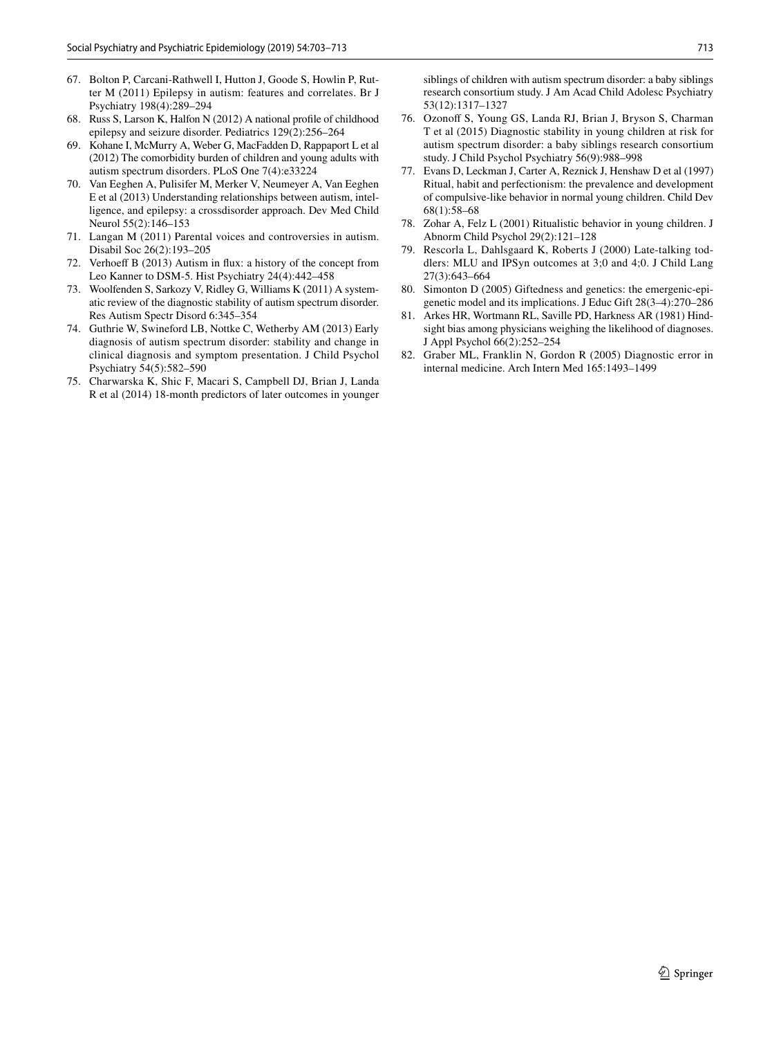67. Bolton P, Carcani-Rathwell I, Hutton J, Goode S, Howlin P, Rutter M (2011) Epilepsy in autism: features and correlates. Br J Psychiatry 198(4):289–294
68. Russ S, Larson K, Halfon N (2012) A national profile of childhood epilepsy and seizure disorder. Pediatrics 129(2):256–264
69. Kohane I, McMurry A, Weber G, MacFadden D, Rappaport L et al (2012) The comorbidity burden of children and young adults with autism spectrum disorders. PLoS One 7(4):e33224
70. Van Eeghen A, Pulisifer M, Merker V, Neumeyer A, Van Eeghen E et al (2013) Understanding relationships between autism, intelligence, and epilepsy: a crossdisorder approach. Dev Med Child Neurol 55(2):146–153
71. Langan M (2011) Parental voices and controversies in autism. Disabil Soc 26(2):193–205
72. Verhoeff B (2013) Autism in flux: a history of the concept from Leo Kanner to DSM-5. Hist Psychiatry 24(4):442–458
73. Woolfenden S, Sarkozy V, Ridley G, Williams K (2011) A systematic review of the diagnostic stability of autism spectrum disorder. Res Autism Spectr Disord 6:345–354
74. Guthrie W, Swineford LB, Nottke C, Wetherby AM (2013) Early diagnosis of autism spectrum disorder: stability and change in clinical diagnosis and symptom presentation. J Child Psychol Psychiatry 54(5):582–590
75. Charwarska K, Shic F, Macari S, Campbell DJ, Brian J, Landa R et al (2014) 18-month predictors of later outcomes in younger siblings of children with autism spectrum disorder: a baby siblings research consortium study. J Am Acad Child Adolesc Psychiatry 53(12):1317–1327
76. Ozonoff S, Young GS, Landa RJ, Brian J, Bryson S, Charman T et al (2015) Diagnostic stability in young children at risk for autism spectrum disorder: a baby siblings research consortium study. J Child Psychol Psychiatry 56(9):988–998
77. Evans D, Leckman J, Carter A, Reznick J, Henshaw D et al (1997) Ritual, habit and perfectionism: the prevalence and development of compulsive-like behavior in normal young children. Child Dev 68(1):58–68
78. Zohar A, Felz L (2001) Ritualistic behavior in young children. J Abnorm Child Psychol 29(2):121–128
79. Rescorla L, Dahlsgaard K, Roberts J (2000) Late-talking toddlers: MLU and IPSyn outcomes at 3;0 and 4;0. J Child Lang 27(3):643–664
80. Simonton D (2005) Giftedness and genetics: the emergenic-epigenetic model and its implications. J Educ Gift 28(3–4):270–286
81. Arkes HR, Wortmann RL, Saville PD, Harkness AR (1981) Hindsight bias among physicians weighing the likelihood of diagnoses. J Appl Psychol 66(2):252–254
82. Graber ML, Franklin N, Gordon R (2005) Diagnostic error in internal medicine. Arch Intern Med 165:1493–1499